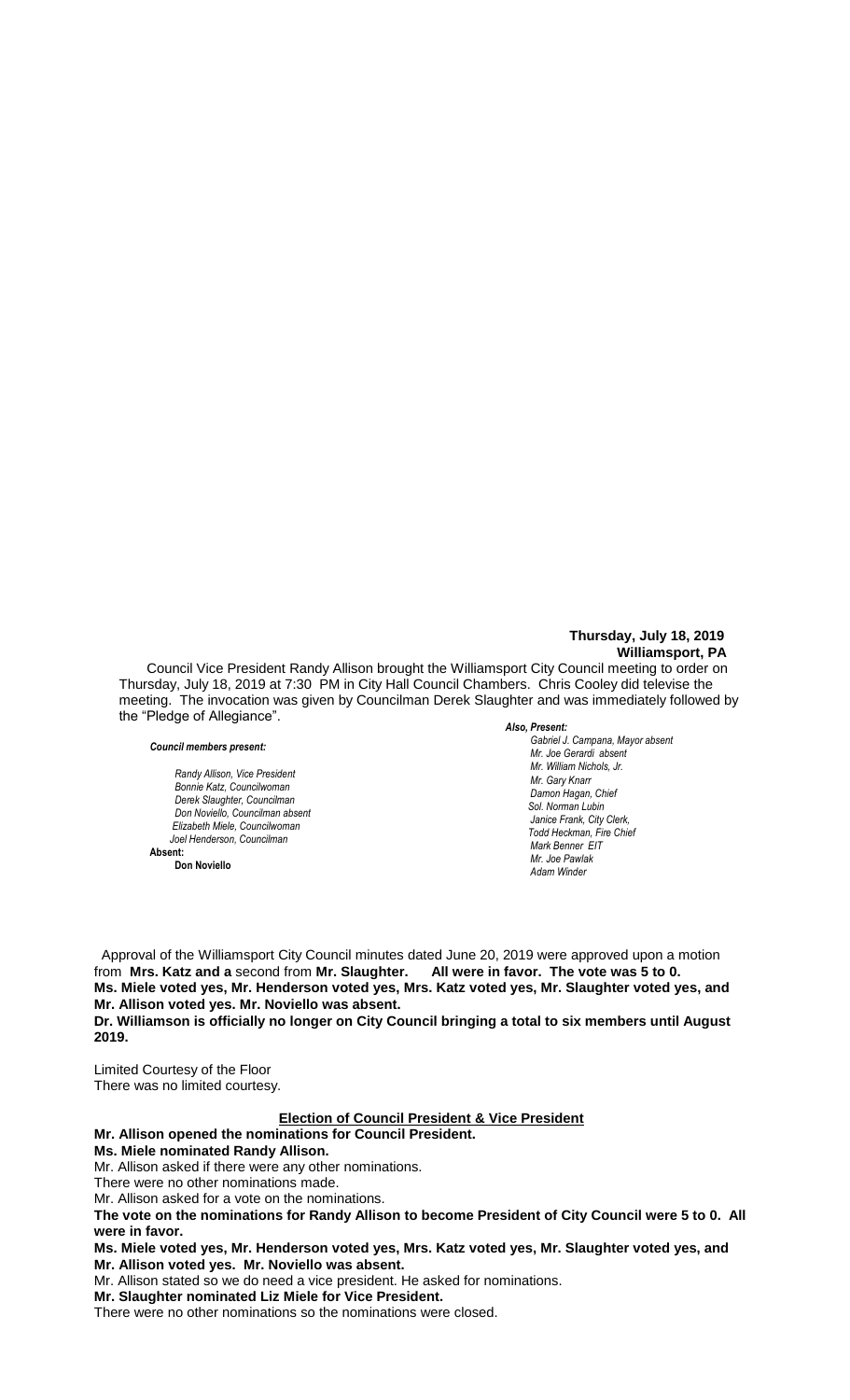**Thursday, July 18, 2019**
**Williamsport, PA**

Council Vice President Randy Allison brought the Williamsport City Council meeting to order on Thursday, July 18, 2019 at 7:30 PM in City Hall Council Chambers. Chris Cooley did televise the meeting. The invocation was given by Councilman Derek Slaughter and was immediately followed by the "Pledge of Allegiance".

***Council members present:***

*Randy Allison, Vice President*
*Bonnie Katz, Councilwoman*
*Derek Slaughter, Councilman*
*Don Noviello, Councilman absent*
*Elizabeth Miele, Councilwoman*
*Joel Henderson, Councilman*

**Absent:**
**Don Noviello**

***Also, Present:***

*Gabriel J. Campana, Mayor absent*
*Mr. Joe Gerardi absent*
*Mr. William Nichols, Jr.*
*Mr. Gary Knarr*
*Damon Hagan, Chief*
*Sol. Norman Lubin*
*Janice Frank, City Clerk,*
*Todd Heckman, Fire Chief*
*Mark Benner EIT*
*Mr. Joe Pawlak*
*Adam Winder*

Approval of the Williamsport City Council minutes dated June 20, 2019 were approved upon a motion from **Mrs. Katz and a** second from **Mr. Slaughter. All were in favor. The vote was 5 to 0. Ms. Miele voted yes, Mr. Henderson voted yes, Mrs. Katz voted yes, Mr. Slaughter voted yes, and Mr. Allison voted yes. Mr. Noviello was absent.**

**Dr. Williamson is officially no longer on City Council bringing a total to six members until August 2019.**

Limited Courtesy of the Floor
There was no limited courtesy.

**Election of Council President & Vice President**

**Mr. Allison opened the nominations for Council President.**

**Ms. Miele nominated Randy Allison.**

Mr. Allison asked if there were any other nominations.

There were no other nominations made.

Mr. Allison asked for a vote on the nominations.

**The vote on the nominations for Randy Allison to become President of City Council were 5 to 0. All were in favor.**

**Ms. Miele voted yes, Mr. Henderson voted yes, Mrs. Katz voted yes, Mr. Slaughter voted yes, and Mr. Allison voted yes. Mr. Noviello was absent.**

Mr. Allison stated so we do need a vice president. He asked for nominations.

**Mr. Slaughter nominated Liz Miele for Vice President.**

There were no other nominations so the nominations were closed.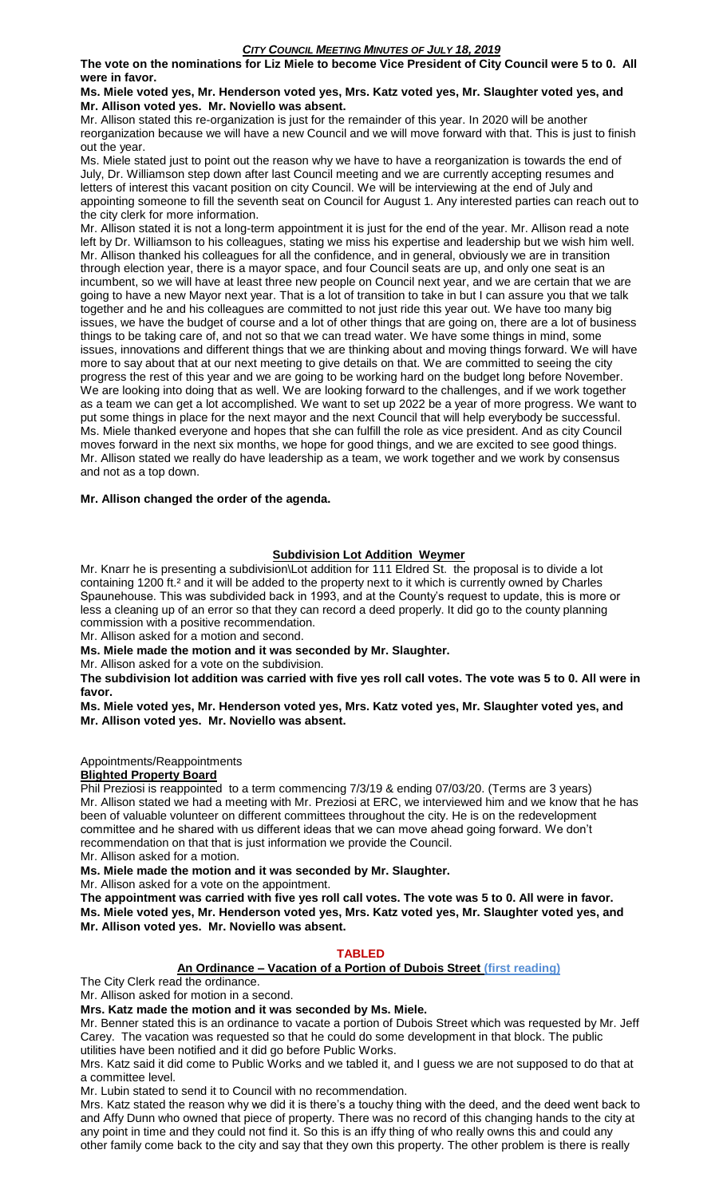**The vote on the nominations for Liz Miele to become Vice President of City Council were 5 to 0. All were in favor.**

**Ms. Miele voted yes, Mr. Henderson voted yes, Mrs. Katz voted yes, Mr. Slaughter voted yes, and Mr. Allison voted yes. Mr. Noviello was absent.**

Mr. Allison stated this re-organization is just for the remainder of this year. In 2020 will be another reorganization because we will have a new Council and we will move forward with that. This is just to finish out the year.

Ms. Miele stated just to point out the reason why we have to have a reorganization is towards the end of July, Dr. Williamson step down after last Council meeting and we are currently accepting resumes and letters of interest this vacant position on city Council. We will be interviewing at the end of July and appointing someone to fill the seventh seat on Council for August 1. Any interested parties can reach out to the city clerk for more information.

Mr. Allison stated it is not a long-term appointment it is just for the end of the year. Mr. Allison read a note left by Dr. Williamson to his colleagues, stating we miss his expertise and leadership but we wish him well. Mr. Allison thanked his colleagues for all the confidence, and in general, obviously we are in transition through election year, there is a mayor space, and four Council seats are up, and only one seat is an incumbent, so we will have at least three new people on Council next year, and we are certain that we are going to have a new Mayor next year. That is a lot of transition to take in but I can assure you that we talk together and he and his colleagues are committed to not just ride this year out. We have too many big issues, we have the budget of course and a lot of other things that are going on, there are a lot of business things to be taking care of, and not so that we can tread water. We have some things in mind, some issues, innovations and different things that we are thinking about and moving things forward. We will have more to say about that at our next meeting to give details on that. We are committed to seeing the city progress the rest of this year and we are going to be working hard on the budget long before November. We are looking into doing that as well. We are looking forward to the challenges, and if we work together as a team we can get a lot accomplished. We want to set up 2022 be a year of more progress. We want to put some things in place for the next mayor and the next Council that will help everybody be successful.

Ms. Miele thanked everyone and hopes that she can fulfill the role as vice president. And as city Council moves forward in the next six months, we hope for good things, and we are excited to see good things.

Mr. Allison stated we really do have leadership as a team, we work together and we work by consensus and not as a top down.

**Mr. Allison changed the order of the agenda.**

## Subdivision Lot Addition Weymer

Mr. Knarr he is presenting a subdivision\Lot addition for 111 Eldred St. the proposal is to divide a lot containing 1200 ft.² and it will be added to the property next to it which is currently owned by Charles Spaunehouse. This was subdivided back in 1993, and at the County's request to update, this is more or less a cleaning up of an error so that they can record a deed properly. It did go to the county planning commission with a positive recommendation.

Mr. Allison asked for a motion and second.

**Ms. Miele made the motion and it was seconded by Mr. Slaughter.**

Mr. Allison asked for a vote on the subdivision.

**The subdivision lot addition was carried with five yes roll call votes. The vote was 5 to 0. All were in favor.**

**Ms. Miele voted yes, Mr. Henderson voted yes, Mrs. Katz voted yes, Mr. Slaughter voted yes, and Mr. Allison voted yes. Mr. Noviello was absent.**

Appointments/Reappointments

**Blighted Property Board**

Phil Preziosi is reappointed to a term commencing 7/3/19 & ending 07/03/20. (Terms are 3 years)

Mr. Allison stated we had a meeting with Mr. Preziosi at ERC, we interviewed him and we know that he has been of valuable volunteer on different committees throughout the city. He is on the redevelopment committee and he shared with us different ideas that we can move ahead going forward. We don't recommendation on that that is just information we provide the Council.

Mr. Allison asked for a motion.

**Ms. Miele made the motion and it was seconded by Mr. Slaughter.**

Mr. Allison asked for a vote on the appointment.

**The appointment was carried with five yes roll call votes. The vote was 5 to 0. All were in favor.**
**Ms. Miele voted yes, Mr. Henderson voted yes, Mrs. Katz voted yes, Mr. Slaughter voted yes, and Mr. Allison voted yes. Mr. Noviello was absent.**

**TABLED**

## An Ordinance – Vacation of a Portion of Dubois Street (first reading)

The City Clerk read the ordinance.

Mr. Allison asked for motion in a second.

**Mrs. Katz made the motion and it was seconded by Ms. Miele.**

Mr. Benner stated this is an ordinance to vacate a portion of Dubois Street which was requested by Mr. Jeff Carey. The vacation was requested so that he could do some development in that block. The public utilities have been notified and it did go before Public Works.

Mrs. Katz said it did come to Public Works and we tabled it, and I guess we are not supposed to do that at a committee level.

Mr. Lubin stated to send it to Council with no recommendation.

Mrs. Katz stated the reason why we did it is there's a touchy thing with the deed, and the deed went back to and Affy Dunn who owned that piece of property. There was no record of this changing hands to the city at any point in time and they could not find it. So this is an iffy thing of who really owns this and could any other family come back to the city and say that they own this property. The other problem is there is really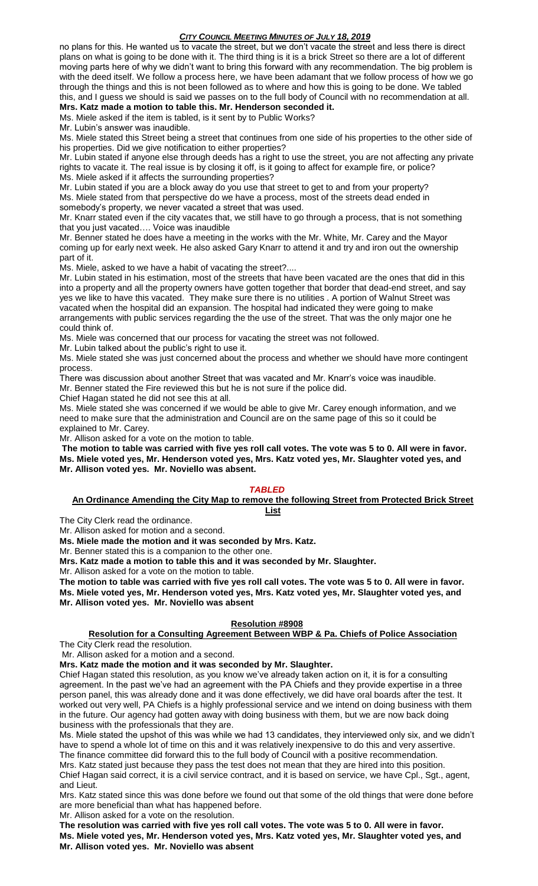no plans for this. He wanted us to vacate the street, but we don't vacate the street and less there is direct plans on what is going to be done with it. The third thing is it is a brick Street so there are a lot of different moving parts here of why we didn't want to bring this forward with any recommendation. The big problem is with the deed itself. We follow a process here, we have been adamant that we follow process of how we go through the things and this is not been followed as to where and how this is going to be done. We tabled this, and I guess we should is said we passes on to the full body of Council with no recommendation at all.

**Mrs. Katz made a motion to table this. Mr. Henderson seconded it.**

Ms. Miele asked if the item is tabled, is it sent by to Public Works?

Mr. Lubin's answer was inaudible.

Ms. Miele stated this Street being a street that continues from one side of his properties to the other side of his properties. Did we give notification to either properties?

Mr. Lubin stated if anyone else through deeds has a right to use the street, you are not affecting any private rights to vacate it. The real issue is by closing it off, is it going to affect for example fire, or police?

Ms. Miele asked if it affects the surrounding properties?

Mr. Lubin stated if you are a block away do you use that street to get to and from your property?

Ms. Miele stated from that perspective do we have a process, most of the streets dead ended in somebody's property, we never vacated a street that was used.

Mr. Knarr stated even if the city vacates that, we still have to go through a process, that is not something that you just vacated…. Voice was inaudible

Mr. Benner stated he does have a meeting in the works with the Mr. White, Mr. Carey and the Mayor coming up for early next week. He also asked Gary Knarr to attend it and try and iron out the ownership part of it.

Ms. Miele, asked to we have a habit of vacating the street?....

Mr. Lubin stated in his estimation, most of the streets that have been vacated are the ones that did in this into a property and all the property owners have gotten together that border that dead-end street, and say yes we like to have this vacated. They make sure there is no utilities . A portion of Walnut Street was vacated when the hospital did an expansion. The hospital had indicated they were going to make arrangements with public services regarding the the use of the street. That was the only major one he could think of.

Ms. Miele was concerned that our process for vacating the street was not followed.

Mr. Lubin talked about the public's right to use it.

Ms. Miele stated she was just concerned about the process and whether we should have more contingent process.

There was discussion about another Street that was vacated and Mr. Knarr's voice was inaudible.

Mr. Benner stated the Fire reviewed this but he is not sure if the police did.

Chief Hagan stated he did not see this at all.

Ms. Miele stated she was concerned if we would be able to give Mr. Carey enough information, and we need to make sure that the administration and Council are on the same page of this so it could be explained to Mr. Carey.

Mr. Allison asked for a vote on the motion to table.

**The motion to table was carried with five yes roll call votes. The vote was 5 to 0. All were in favor. Ms. Miele voted yes, Mr. Henderson voted yes, Mrs. Katz voted yes, Mr. Slaughter voted yes, and Mr. Allison voted yes. Mr. Noviello was absent.**

***TABLED***

**An Ordinance Amending the City Map to remove the following Street from Protected Brick Street List**

The City Clerk read the ordinance.

Mr. Allison asked for motion and a second.

**Ms. Miele made the motion and it was seconded by Mrs. Katz.**

Mr. Benner stated this is a companion to the other one.

**Mrs. Katz made a motion to table this and it was seconded by Mr. Slaughter.**

Mr. Allison asked for a vote on the motion to table.

**The motion to table was carried with five yes roll call votes. The vote was 5 to 0. All were in favor. Ms. Miele voted yes, Mr. Henderson voted yes, Mrs. Katz voted yes, Mr. Slaughter voted yes, and Mr. Allison voted yes. Mr. Noviello was absent**

**Resolution #8908**

**Resolution for a Consulting Agreement Between WBP & Pa. Chiefs of Police Association**

The City Clerk read the resolution.

Mr. Allison asked for a motion and a second.

**Mrs. Katz made the motion and it was seconded by Mr. Slaughter.**

Chief Hagan stated this resolution, as you know we've already taken action on it, it is for a consulting agreement. In the past we've had an agreement with the PA Chiefs and they provide expertise in a three person panel, this was already done and it was done effectively, we did have oral boards after the test. It worked out very well, PA Chiefs is a highly professional service and we intend on doing business with them in the future. Our agency had gotten away with doing business with them, but we are now back doing business with the professionals that they are.

Ms. Miele stated the upshot of this was while we had 13 candidates, they interviewed only six, and we didn't have to spend a whole lot of time on this and it was relatively inexpensive to do this and very assertive. The finance committee did forward this to the full body of Council with a positive recommendation.

Mrs. Katz stated just because they pass the test does not mean that they are hired into this position.

Chief Hagan said correct, it is a civil service contract, and it is based on service, we have Cpl., Sgt., agent, and Lieut.

Mrs. Katz stated since this was done before we found out that some of the old things that were done before are more beneficial than what has happened before.

Mr. Allison asked for a vote on the resolution.

**The resolution was carried with five yes roll call votes. The vote was 5 to 0. All were in favor. Ms. Miele voted yes, Mr. Henderson voted yes, Mrs. Katz voted yes, Mr. Slaughter voted yes, and Mr. Allison voted yes. Mr. Noviello was absent**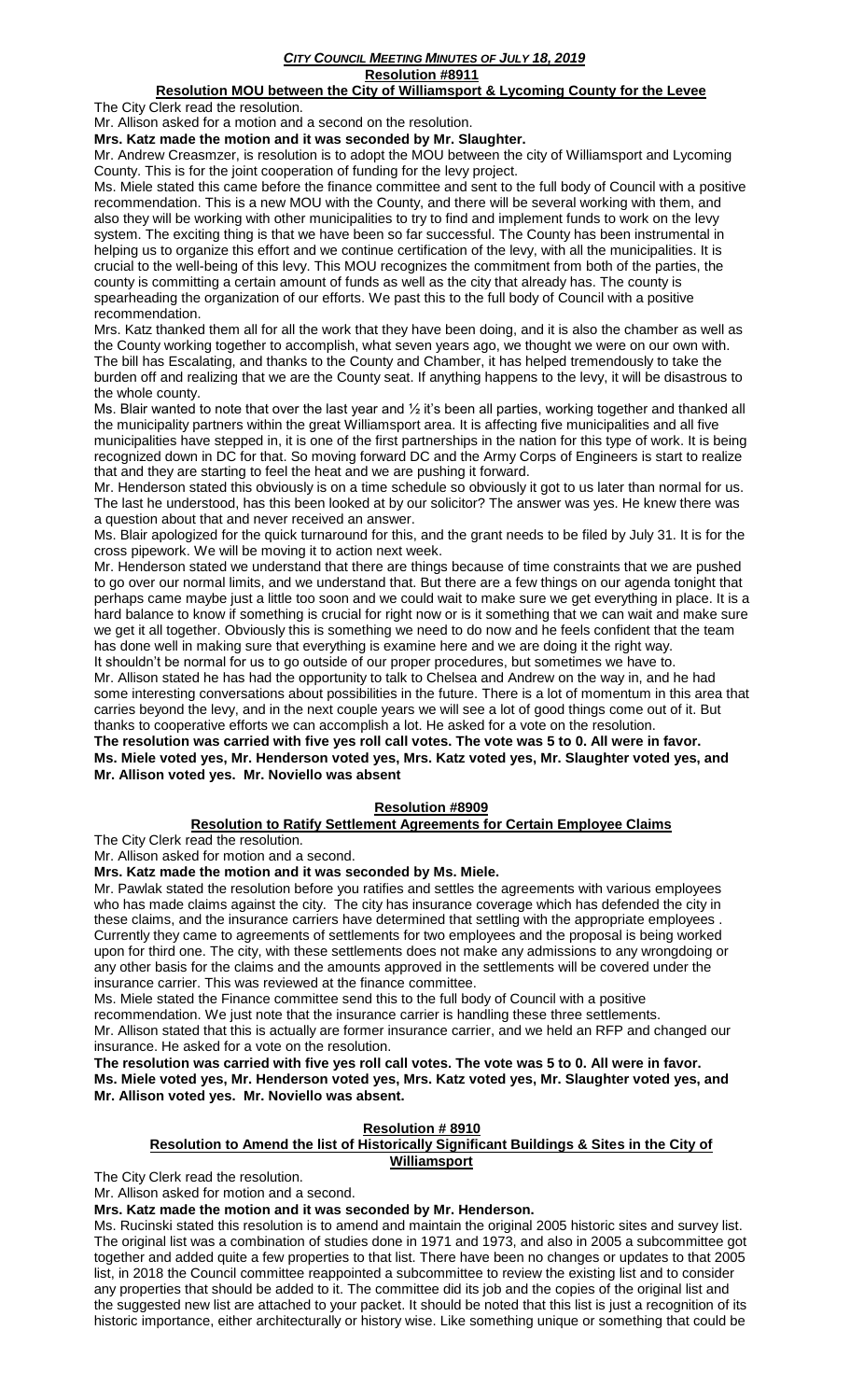### *CITY COUNCIL MEETING MINUTES OF JULY 18, 2019*

**Resolution #8911**

**Resolution MOU between the City of Williamsport & Lycoming County for the Levee**

The City Clerk read the resolution.

Mr. Allison asked for a motion and a second on the resolution.

**Mrs. Katz made the motion and it was seconded by Mr. Slaughter.**

Mr. Andrew Creasmzer, is resolution is to adopt the MOU between the city of Williamsport and Lycoming County. This is for the joint cooperation of funding for the levy project.

Ms. Miele stated this came before the finance committee and sent to the full body of Council with a positive recommendation. This is a new MOU with the County, and there will be several working with them, and also they will be working with other municipalities to try to find and implement funds to work on the levy system. The exciting thing is that we have been so far successful. The County has been instrumental in helping us to organize this effort and we continue certification of the levy, with all the municipalities. It is crucial to the well-being of this levy. This MOU recognizes the commitment from both of the parties, the county is committing a certain amount of funds as well as the city that already has. The county is spearheading the organization of our efforts. We past this to the full body of Council with a positive recommendation.

Mrs. Katz thanked them all for all the work that they have been doing, and it is also the chamber as well as the County working together to accomplish, what seven years ago, we thought we were on our own with. The bill has Escalating, and thanks to the County and Chamber, it has helped tremendously to take the burden off and realizing that we are the County seat. If anything happens to the levy, it will be disastrous to the whole county.

Ms. Blair wanted to note that over the last year and ½ it's been all parties, working together and thanked all the municipality partners within the great Williamsport area. It is affecting five municipalities and all five municipalities have stepped in, it is one of the first partnerships in the nation for this type of work. It is being recognized down in DC for that. So moving forward DC and the Army Corps of Engineers is start to realize that and they are starting to feel the heat and we are pushing it forward.

Mr. Henderson stated this obviously is on a time schedule so obviously it got to us later than normal for us. The last he understood, has this been looked at by our solicitor? The answer was yes. He knew there was a question about that and never received an answer.

Ms. Blair apologized for the quick turnaround for this, and the grant needs to be filed by July 31. It is for the cross pipework. We will be moving it to action next week.

Mr. Henderson stated we understand that there are things because of time constraints that we are pushed to go over our normal limits, and we understand that. But there are a few things on our agenda tonight that perhaps came maybe just a little too soon and we could wait to make sure we get everything in place. It is a hard balance to know if something is crucial for right now or is it something that we can wait and make sure we get it all together. Obviously this is something we need to do now and he feels confident that the team has done well in making sure that everything is examine here and we are doing it the right way.

It shouldn't be normal for us to go outside of our proper procedures, but sometimes we have to.

Mr. Allison stated he has had the opportunity to talk to Chelsea and Andrew on the way in, and he had some interesting conversations about possibilities in the future. There is a lot of momentum in this area that carries beyond the levy, and in the next couple years we will see a lot of good things come out of it. But thanks to cooperative efforts we can accomplish a lot. He asked for a vote on the resolution.

**The resolution was carried with five yes roll call votes. The vote was 5 to 0. All were in favor. Ms. Miele voted yes, Mr. Henderson voted yes, Mrs. Katz voted yes, Mr. Slaughter voted yes, and Mr. Allison voted yes. Mr. Noviello was absent**

**Resolution #8909**

**Resolution to Ratify Settlement Agreements for Certain Employee Claims**

The City Clerk read the resolution.

Mr. Allison asked for motion and a second.

**Mrs. Katz made the motion and it was seconded by Ms. Miele.**

Mr. Pawlak stated the resolution before you ratifies and settles the agreements with various employees who has made claims against the city. The city has insurance coverage which has defended the city in these claims, and the insurance carriers have determined that settling with the appropriate employees . Currently they came to agreements of settlements for two employees and the proposal is being worked upon for third one. The city, with these settlements does not make any admissions to any wrongdoing or any other basis for the claims and the amounts approved in the settlements will be covered under the insurance carrier. This was reviewed at the finance committee.

Ms. Miele stated the Finance committee send this to the full body of Council with a positive recommendation. We just note that the insurance carrier is handling these three settlements.

Mr. Allison stated that this is actually are former insurance carrier, and we held an RFP and changed our insurance. He asked for a vote on the resolution.

**The resolution was carried with five yes roll call votes. The vote was 5 to 0. All were in favor. Ms. Miele voted yes, Mr. Henderson voted yes, Mrs. Katz voted yes, Mr. Slaughter voted yes, and Mr. Allison voted yes. Mr. Noviello was absent.**

**Resolution # 8910**

**Resolution to Amend the list of Historically Significant Buildings & Sites in the City of Williamsport**

The City Clerk read the resolution.

Mr. Allison asked for motion and a second.

**Mrs. Katz made the motion and it was seconded by Mr. Henderson.**

Ms. Rucinski stated this resolution is to amend and maintain the original 2005 historic sites and survey list. The original list was a combination of studies done in 1971 and 1973, and also in 2005 a subcommittee got together and added quite a few properties to that list. There have been no changes or updates to that 2005 list, in 2018 the Council committee reappointed a subcommittee to review the existing list and to consider any properties that should be added to it. The committee did its job and the copies of the original list and the suggested new list are attached to your packet. It should be noted that this list is just a recognition of its historic importance, either architecturally or history wise. Like something unique or something that could be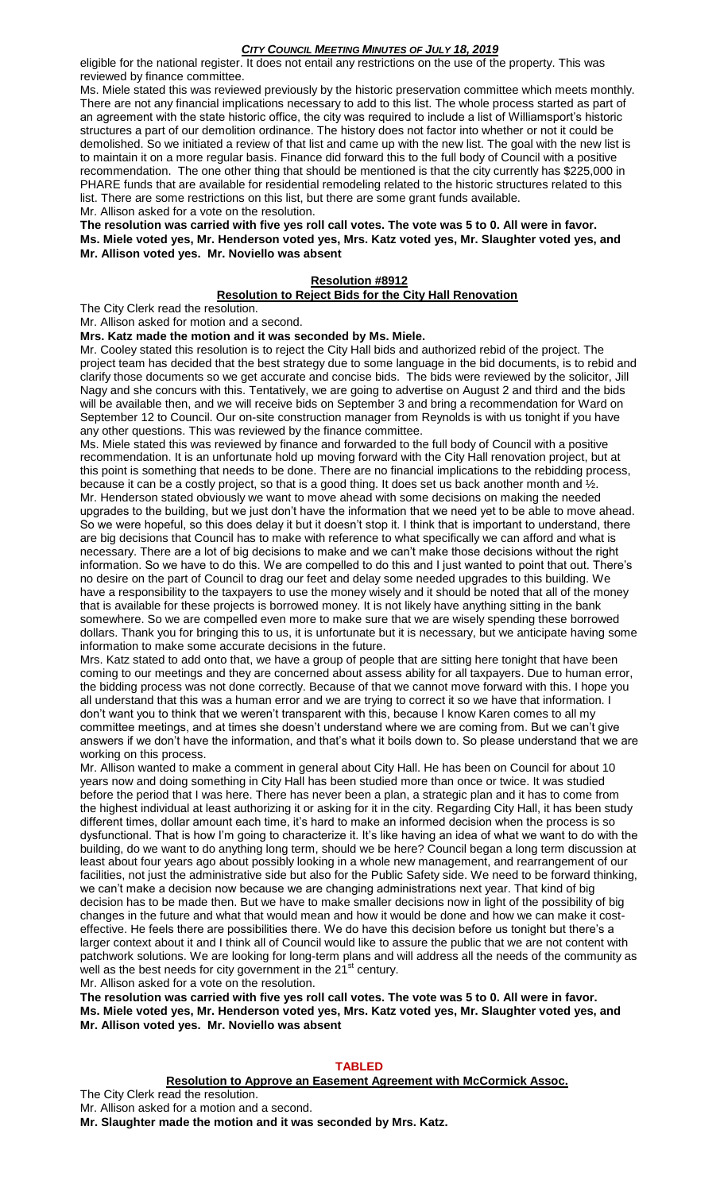eligible for the national register. It does not entail any restrictions on the use of the property. This was reviewed by finance committee.

Ms. Miele stated this was reviewed previously by the historic preservation committee which meets monthly. There are not any financial implications necessary to add to this list. The whole process started as part of an agreement with the state historic office, the city was required to include a list of Williamsport's historic structures a part of our demolition ordinance. The history does not factor into whether or not it could be demolished. So we initiated a review of that list and came up with the new list. The goal with the new list is to maintain it on a more regular basis. Finance did forward this to the full body of Council with a positive recommendation. The one other thing that should be mentioned is that the city currently has $225,000 in PHARE funds that are available for residential remodeling related to the historic structures related to this list. There are some restrictions on this list, but there are some grant funds available.

Mr. Allison asked for a vote on the resolution.

**The resolution was carried with five yes roll call votes. The vote was 5 to 0. All were in favor. Ms. Miele voted yes, Mr. Henderson voted yes, Mrs. Katz voted yes, Mr. Slaughter voted yes, and Mr. Allison voted yes. Mr. Noviello was absent**

## Resolution #8912

### Resolution to Reject Bids for the City Hall Renovation

The City Clerk read the resolution.

Mr. Allison asked for motion and a second.

**Mrs. Katz made the motion and it was seconded by Ms. Miele.**

Mr. Cooley stated this resolution is to reject the City Hall bids and authorized rebid of the project. The project team has decided that the best strategy due to some language in the bid documents, is to rebid and clarify those documents so we get accurate and concise bids. The bids were reviewed by the solicitor, Jill Nagy and she concurs with this. Tentatively, we are going to advertise on August 2 and third and the bids will be available then, and we will receive bids on September 3 and bring a recommendation for Ward on September 12 to Council. Our on-site construction manager from Reynolds is with us tonight if you have any other questions. This was reviewed by the finance committee.

Ms. Miele stated this was reviewed by finance and forwarded to the full body of Council with a positive recommendation. It is an unfortunate hold up moving forward with the City Hall renovation project, but at this point is something that needs to be done. There are no financial implications to the rebidding process, because it can be a costly project, so that is a good thing. It does set us back another month and ½.

Mr. Henderson stated obviously we want to move ahead with some decisions on making the needed upgrades to the building, but we just don't have the information that we need yet to be able to move ahead. So we were hopeful, so this does delay it but it doesn't stop it. I think that is important to understand, there are big decisions that Council has to make with reference to what specifically we can afford and what is necessary. There are a lot of big decisions to make and we can't make those decisions without the right information. So we have to do this. We are compelled to do this and I just wanted to point that out. There's no desire on the part of Council to drag our feet and delay some needed upgrades to this building. We have a responsibility to the taxpayers to use the money wisely and it should be noted that all of the money that is available for these projects is borrowed money. It is not likely have anything sitting in the bank somewhere. So we are compelled even more to make sure that we are wisely spending these borrowed dollars. Thank you for bringing this to us, it is unfortunate but it is necessary, but we anticipate having some information to make some accurate decisions in the future.

Mrs. Katz stated to add onto that, we have a group of people that are sitting here tonight that have been coming to our meetings and they are concerned about assess ability for all taxpayers. Due to human error, the bidding process was not done correctly. Because of that we cannot move forward with this. I hope you all understand that this was a human error and we are trying to correct it so we have that information. I don't want you to think that we weren't transparent with this, because I know Karen comes to all my committee meetings, and at times she doesn't understand where we are coming from. But we can't give answers if we don't have the information, and that's what it boils down to. So please understand that we are working on this process.

Mr. Allison wanted to make a comment in general about City Hall. He has been on Council for about 10 years now and doing something in City Hall has been studied more than once or twice. It was studied before the period that I was here. There has never been a plan, a strategic plan and it has to come from the highest individual at least authorizing it or asking for it in the city. Regarding City Hall, it has been study different times, dollar amount each time, it's hard to make an informed decision when the process is so dysfunctional. That is how I'm going to characterize it. It's like having an idea of what we want to do with the building, do we want to do anything long term, should we be here? Council began a long term discussion at least about four years ago about possibly looking in a whole new management, and rearrangement of our facilities, not just the administrative side but also for the Public Safety side. We need to be forward thinking, we can't make a decision now because we are changing administrations next year. That kind of big decision has to be made then. But we have to make smaller decisions now in light of the possibility of big changes in the future and what that would mean and how it would be done and how we can make it cost-effective. He feels there are possibilities there. We do have this decision before us tonight but there's a larger context about it and I think all of Council would like to assure the public that we are not content with patchwork solutions. We are looking for long-term plans and will address all the needs of the community as well as the best needs for city government in the 21st century.

Mr. Allison asked for a vote on the resolution.

**The resolution was carried with five yes roll call votes. The vote was 5 to 0. All were in favor. Ms. Miele voted yes, Mr. Henderson voted yes, Mrs. Katz voted yes, Mr. Slaughter voted yes, and Mr. Allison voted yes. Mr. Noviello was absent**

## TABLED

### Resolution to Approve an Easement Agreement with McCormick Assoc.

The City Clerk read the resolution.

Mr. Allison asked for a motion and a second.

**Mr. Slaughter made the motion and it was seconded by Mrs. Katz.**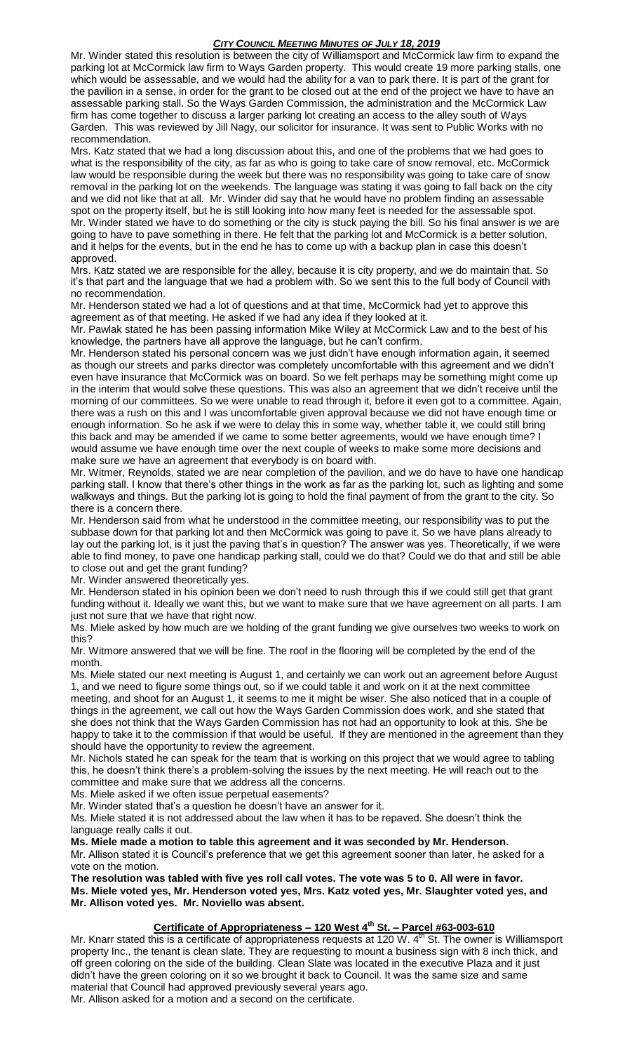Mr. Winder stated this resolution is between the city of Williamsport and McCormick law firm to expand the parking lot at McCormick law firm to Ways Garden property. This would create 19 more parking stalls, one which would be assessable, and we would had the ability for a van to park there. It is part of the grant for the pavilion in a sense, in order for the grant to be closed out at the end of the project we have to have an assessable parking stall. So the Ways Garden Commission, the administration and the McCormick Law firm has come together to discuss a larger parking lot creating an access to the alley south of Ways Garden. This was reviewed by Jill Nagy, our solicitor for insurance. It was sent to Public Works with no recommendation.

Mrs. Katz stated that we had a long discussion about this, and one of the problems that we had goes to what is the responsibility of the city, as far as who is going to take care of snow removal, etc. McCormick law would be responsible during the week but there was no responsibility was going to take care of snow removal in the parking lot on the weekends. The language was stating it was going to fall back on the city and we did not like that at all. Mr. Winder did say that he would have no problem finding an assessable spot on the property itself, but he is still looking into how many feet is needed for the assessable spot.

Mr. Winder stated we have to do something or the city is stuck paying the bill. So his final answer is we are going to have to pave something in there. He felt that the parking lot and McCormick is a better solution, and it helps for the events, but in the end he has to come up with a backup plan in case this doesn't approved.

Mrs. Katz stated we are responsible for the alley, because it is city property, and we do maintain that. So it's that part and the language that we had a problem with. So we sent this to the full body of Council with no recommendation.

Mr. Henderson stated we had a lot of questions and at that time, McCormick had yet to approve this agreement as of that meeting. He asked if we had any idea if they looked at it.

Mr. Pawlak stated he has been passing information Mike Wiley at McCormick Law and to the best of his knowledge, the partners have all approve the language, but he can't confirm.

Mr. Henderson stated his personal concern was we just didn't have enough information again, it seemed as though our streets and parks director was completely uncomfortable with this agreement and we didn't even have insurance that McCormick was on board. So we felt perhaps may be something might come up in the interim that would solve these questions. This was also an agreement that we didn't receive until the morning of our committees. So we were unable to read through it, before it even got to a committee. Again, there was a rush on this and I was uncomfortable given approval because we did not have enough time or enough information. So he ask if we were to delay this in some way, whether table it, we could still bring this back and may be amended if we came to some better agreements, would we have enough time? I would assume we have enough time over the next couple of weeks to make some more decisions and make sure we have an agreement that everybody is on board with.

Mr. Witmer, Reynolds, stated we are near completion of the pavilion, and we do have to have one handicap parking stall. I know that there's other things in the work as far as the parking lot, such as lighting and some walkways and things. But the parking lot is going to hold the final payment of from the grant to the city. So there is a concern there.

Mr. Henderson said from what he understood in the committee meeting, our responsibility was to put the subbase down for that parking lot and then McCormick was going to pave it. So we have plans already to lay out the parking lot, is it just the paving that's in question? The answer was yes. Theoretically, if we were able to find money, to pave one handicap parking stall, could we do that? Could we do that and still be able to close out and get the grant funding?

Mr. Winder answered theoretically yes.

Mr. Henderson stated in his opinion been we don't need to rush through this if we could still get that grant funding without it. Ideally we want this, but we want to make sure that we have agreement on all parts. I am just not sure that we have that right now.

Ms. Miele asked by how much are we holding of the grant funding we give ourselves two weeks to work on this?

Mr. Witmore answered that we will be fine. The roof in the flooring will be completed by the end of the month.

Ms. Miele stated our next meeting is August 1, and certainly we can work out an agreement before August 1, and we need to figure some things out, so if we could table it and work on it at the next committee meeting, and shoot for an August 1, it seems to me it might be wiser. She also noticed that in a couple of things in the agreement, we call out how the Ways Garden Commission does work, and she stated that she does not think that the Ways Garden Commission has not had an opportunity to look at this. She be happy to take it to the commission if that would be useful. If they are mentioned in the agreement than they should have the opportunity to review the agreement.

Mr. Nichols stated he can speak for the team that is working on this project that we would agree to tabling this, he doesn't think there's a problem-solving the issues by the next meeting. He will reach out to the committee and make sure that we address all the concerns.

Ms. Miele asked if we often issue perpetual easements?

Mr. Winder stated that's a question he doesn't have an answer for it.

Ms. Miele stated it is not addressed about the law when it has to be repaved. She doesn't think the language really calls it out.

**Ms. Miele made a motion to table this agreement and it was seconded by Mr. Henderson.**

Mr. Allison stated it is Council's preference that we get this agreement sooner than later, he asked for a vote on the motion.

**The resolution was tabled with five yes roll call votes. The vote was 5 to 0. All were in favor. Ms. Miele voted yes, Mr. Henderson voted yes, Mrs. Katz voted yes, Mr. Slaughter voted yes, and Mr. Allison voted yes. Mr. Noviello was absent.**

## Certificate of Appropriateness – 120 West 4th St. – Parcel #63-003-610

Mr. Knarr stated this is a certificate of appropriateness requests at 120 W. 4th St. The owner is Williamsport property Inc., the tenant is clean slate. They are requesting to mount a business sign with 8 inch thick, and off green coloring on the side of the building. Clean Slate was located in the executive Plaza and it just didn't have the green coloring on it so we brought it back to Council. It was the same size and same material that Council had approved previously several years ago.

Mr. Allison asked for a motion and a second on the certificate.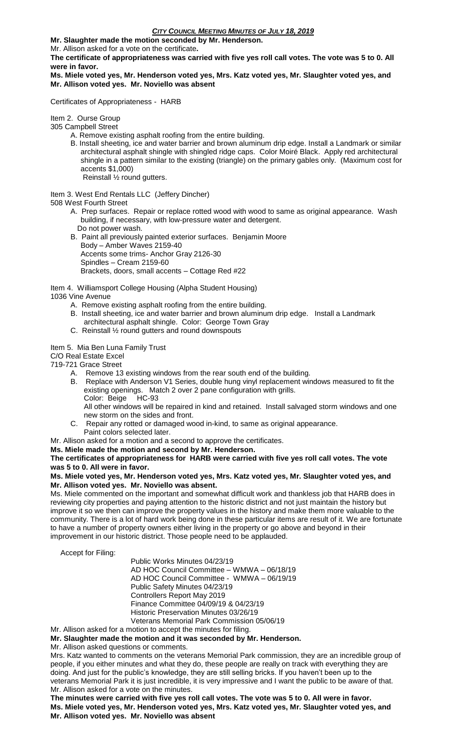**Mr. Slaughter made the motion seconded by Mr. Henderson.**

Mr. Allison asked for a vote on the certificate**.**

**The certificate of appropriateness was carried with five yes roll call votes. The vote was 5 to 0. All were in favor.**

**Ms. Miele voted yes, Mr. Henderson voted yes, Mrs. Katz voted yes, Mr. Slaughter voted yes, and Mr. Allison voted yes. Mr. Noviello was absent**

Certificates of Appropriateness - HARB

Item 2. Ourse Group

305 Campbell Street

A. Remove existing asphalt roofing from the entire building.

B. Install sheeting, ice and water barrier and brown aluminum drip edge. Install a Landmark or similar architectural asphalt shingle with shingled ridge caps. Color Moiré Black. Apply red architectural shingle in a pattern similar to the existing (triangle) on the primary gables only. (Maximum cost for accents $1,000)
Reinstall ½ round gutters.

Item 3. West End Rentals LLC (Jeffery Dincher)

508 West Fourth Street

A. Prep surfaces. Repair or replace rotted wood with wood to same as original appearance. Wash building, if necessary, with low-pressure water and detergent.
Do not power wash.

B. Paint all previously painted exterior surfaces. Benjamin Moore
Body – Amber Waves 2159-40
Accents some trims- Anchor Gray 2126-30
Spindles – Cream 2159-60
Brackets, doors, small accents – Cottage Red #22

Item 4. Williamsport College Housing (Alpha Student Housing)

1036 Vine Avenue

A. Remove existing asphalt roofing from the entire building.

B. Install sheeting, ice and water barrier and brown aluminum drip edge. Install a Landmark architectural asphalt shingle. Color: George Town Gray

C. Reinstall ½ round gutters and round downspouts

Item 5. Mia Ben Luna Family Trust

C/O Real Estate Excel

719-721 Grace Street

A. Remove 13 existing windows from the rear south end of the building.

B. Replace with Anderson V1 Series, double hung vinyl replacement windows measured to fit the existing openings. Match 2 over 2 pane configuration with grills.
Color: Beige HC-93
All other windows will be repaired in kind and retained. Install salvaged storm windows and one new storm on the sides and front.

C. Repair any rotted or damaged wood in-kind, to same as original appearance.
Paint colors selected later.

Mr. Allison asked for a motion and a second to approve the certificates.

**Ms. Miele made the motion and second by Mr. Henderson.**

**The certificates of appropriateness for HARB were carried with five yes roll call votes. The vote was 5 to 0. All were in favor.**

**Ms. Miele voted yes, Mr. Henderson voted yes, Mrs. Katz voted yes, Mr. Slaughter voted yes, and Mr. Allison voted yes. Mr. Noviello was absent.**

Ms. Miele commented on the important and somewhat difficult work and thankless job that HARB does in reviewing city properties and paying attention to the historic district and not just maintain the history but improve it so we then can improve the property values in the history and make them more valuable to the community. There is a lot of hard work being done in these particular items are result of it. We are fortunate to have a number of property owners either living in the property or go above and beyond in their improvement in our historic district. Those people need to be applauded.

Accept for Filing:

Public Works Minutes 04/23/19
AD HOC Council Committee – WMWA – 06/18/19
AD HOC Council Committee - WMWA – 06/19/19
Public Safety Minutes 04/23/19
Controllers Report May 2019
Finance Committee 04/09/19 & 04/23/19
Historic Preservation Minutes 03/26/19
Veterans Memorial Park Commission 05/06/19

Mr. Allison asked for a motion to accept the minutes for filing.

**Mr. Slaughter made the motion and it was seconded by Mr. Henderson.**

Mr. Allison asked questions or comments.

Mrs. Katz wanted to comments on the veterans Memorial Park commission, they are an incredible group of people, if you either minutes and what they do, these people are really on track with everything they are doing. And just for the public's knowledge, they are still selling bricks. If you haven't been up to the veterans Memorial Park it is just incredible, it is very impressive and I want the public to be aware of that.

Mr. Allison asked for a vote on the minutes.

**The minutes were carried with five yes roll call votes. The vote was 5 to 0. All were in favor.**

**Ms. Miele voted yes, Mr. Henderson voted yes, Mrs. Katz voted yes, Mr. Slaughter voted yes, and Mr. Allison voted yes. Mr. Noviello was absent**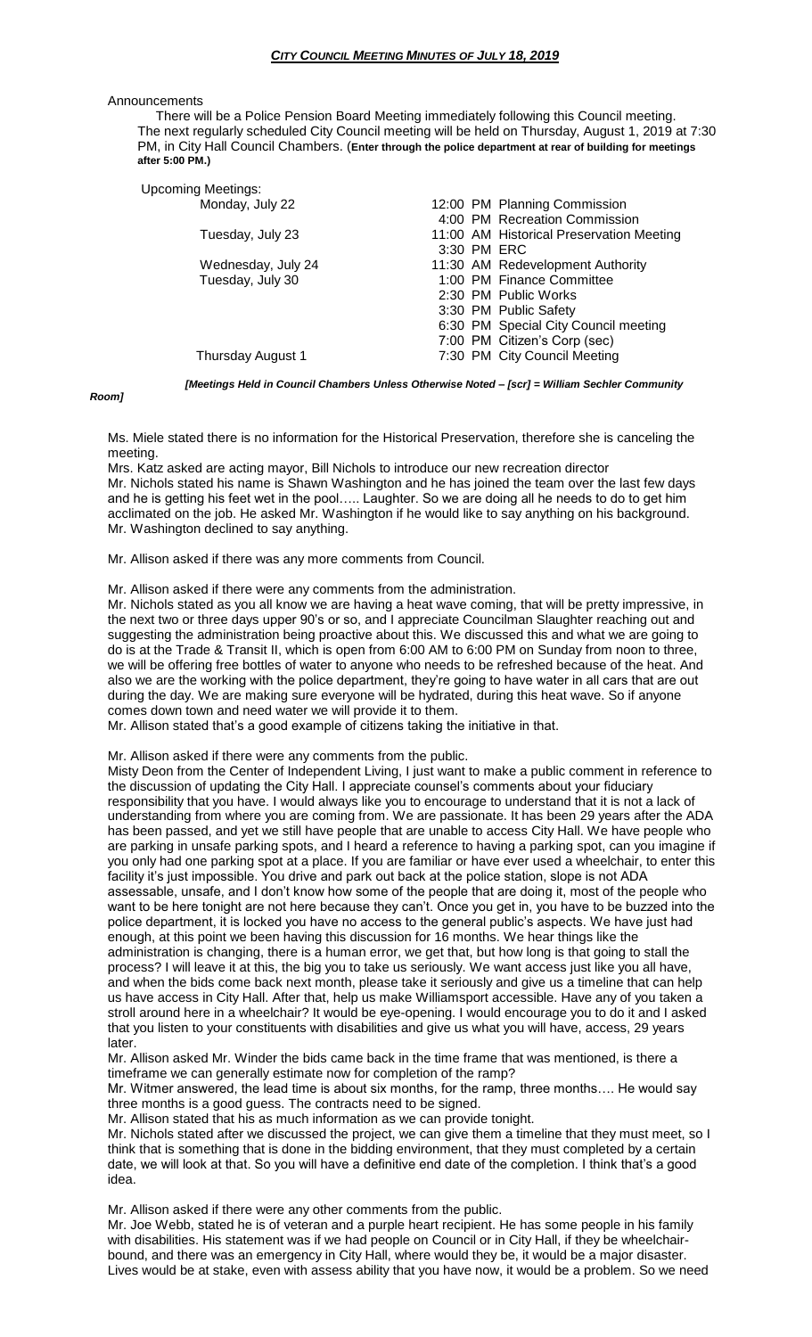Announcements

There will be a Police Pension Board Meeting immediately following this Council meeting. The next regularly scheduled City Council meeting will be held on Thursday, August 1, 2019 at 7:30 PM, in City Hall Council Chambers. (**Enter through the police department at rear of building for meetings after 5:00 PM.)**

Upcoming Meetings:

| | |
|---|---|
| Monday, July 22 | 12:00 PM Planning Commission |
| | 4:00 PM Recreation Commission |
| Tuesday, July 23 | 11:00 AM Historical Preservation Meeting |
| | 3:30 PM ERC |
| Wednesday, July 24 | 11:30 AM Redevelopment Authority |
| Tuesday, July 30 | 1:00 PM Finance Committee |
| | 2:30 PM Public Works |
| | 3:30 PM Public Safety |
| | 6:30 PM Special City Council meeting |
| | 7:00 PM Citizen's Corp (sec) |
| Thursday August 1 | 7:30 PM City Council Meeting |

***[Meetings Held in Council Chambers Unless Otherwise Noted – [scr] = William Sechler Community Room]***

Ms. Miele stated there is no information for the Historical Preservation, therefore she is canceling the meeting.

Mrs. Katz asked are acting mayor, Bill Nichols to introduce our new recreation director

Mr. Nichols stated his name is Shawn Washington and he has joined the team over the last few days and he is getting his feet wet in the pool….. Laughter. So we are doing all he needs to do to get him acclimated on the job. He asked Mr. Washington if he would like to say anything on his background. Mr. Washington declined to say anything.

Mr. Allison asked if there was any more comments from Council.

Mr. Allison asked if there were any comments from the administration.

Mr. Nichols stated as you all know we are having a heat wave coming, that will be pretty impressive, in the next two or three days upper 90's or so, and I appreciate Councilman Slaughter reaching out and suggesting the administration being proactive about this. We discussed this and what we are going to do is at the Trade & Transit II, which is open from 6:00 AM to 6:00 PM on Sunday from noon to three, we will be offering free bottles of water to anyone who needs to be refreshed because of the heat. And also we are the working with the police department, they're going to have water in all cars that are out during the day. We are making sure everyone will be hydrated, during this heat wave. So if anyone comes down town and need water we will provide it to them.

Mr. Allison stated that's a good example of citizens taking the initiative in that.

Mr. Allison asked if there were any comments from the public.

Misty Deon from the Center of Independent Living, I just want to make a public comment in reference to the discussion of updating the City Hall. I appreciate counsel's comments about your fiduciary responsibility that you have. I would always like you to encourage to understand that it is not a lack of understanding from where you are coming from. We are passionate. It has been 29 years after the ADA has been passed, and yet we still have people that are unable to access City Hall. We have people who are parking in unsafe parking spots, and I heard a reference to having a parking spot, can you imagine if you only had one parking spot at a place. If you are familiar or have ever used a wheelchair, to enter this facility it's just impossible. You drive and park out back at the police station, slope is not ADA assessable, unsafe, and I don't know how some of the people that are doing it, most of the people who want to be here tonight are not here because they can't. Once you get in, you have to be buzzed into the police department, it is locked you have no access to the general public's aspects. We have just had enough, at this point we been having this discussion for 16 months. We hear things like the administration is changing, there is a human error, we get that, but how long is that going to stall the process? I will leave it at this, the big you to take us seriously. We want access just like you all have, and when the bids come back next month, please take it seriously and give us a timeline that can help us have access in City Hall. After that, help us make Williamsport accessible. Have any of you taken a stroll around here in a wheelchair? It would be eye-opening. I would encourage you to do it and I asked that you listen to your constituents with disabilities and give us what you will have, access, 29 years later.

Mr. Allison asked Mr. Winder the bids came back in the time frame that was mentioned, is there a timeframe we can generally estimate now for completion of the ramp?

Mr. Witmer answered, the lead time is about six months, for the ramp, three months…. He would say three months is a good guess. The contracts need to be signed.

Mr. Allison stated that his as much information as we can provide tonight.

Mr. Nichols stated after we discussed the project, we can give them a timeline that they must meet, so I think that is something that is done in the bidding environment, that they must completed by a certain date, we will look at that. So you will have a definitive end date of the completion. I think that's a good idea.

Mr. Allison asked if there were any other comments from the public.

Mr. Joe Webb, stated he is of veteran and a purple heart recipient. He has some people in his family with disabilities. His statement was if we had people on Council or in City Hall, if they be wheelchair-bound, and there was an emergency in City Hall, where would they be, it would be a major disaster. Lives would be at stake, even with assess ability that you have now, it would be a problem. So we need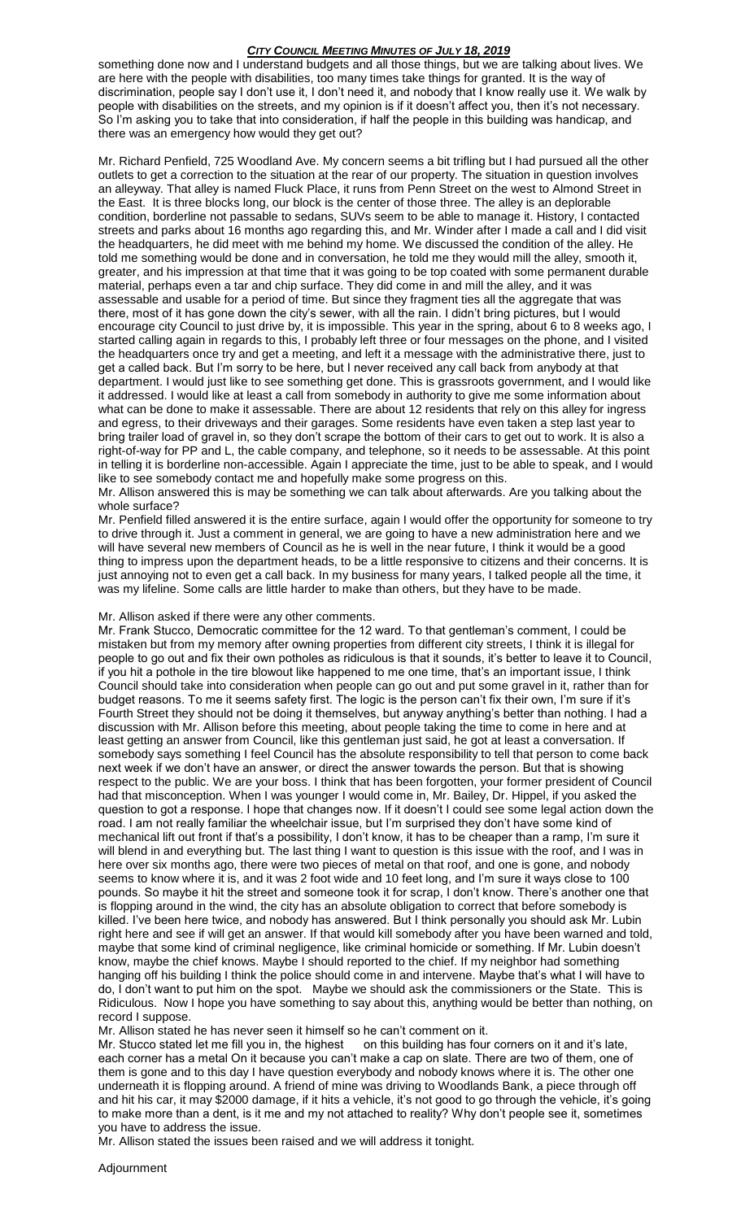something done now and I understand budgets and all those things, but we are talking about lives. We are here with the people with disabilities, too many times take things for granted. It is the use of discrimination, people say I don't use it, I don't need it, and nobody that I know really use it. We walk by people with disabilities on the streets, and my opinion is if it doesn't affect you, then it's not necessary. So I'm asking you to take that into consideration, if half the people in this building was handicap, and there was an emergency how would they get out?

Mr. Richard Penfield, 725 Woodland Ave. My concern seems a bit trifling but I had pursued all the other outlets to get a correction to the situation at the rear of our property. The situation in question involves an alleyway. That alley is named Fluck Place, it runs from Penn Street on the west to Almond Street in the East. It is three blocks long, our block is the center of those three. The alley is an deplorable condition, borderline not passable to sedans, SUVs seem to be able to manage it. History, I contacted streets and parks about 16 months ago regarding this, and Mr. Winder after I made a call and I did visit the headquarters, he did meet with me behind my home. We discussed the condition of the alley. He told me something would be done and in conversation, he told me they would mill the alley, smooth it, greater, and his impression at that time that it was going to be top coated with some permanent durable material, perhaps even a tar and chip surface. They did come in and mill the alley, and it was assessable and usable for a period of time. But since they fragment ties all the aggregate that was there, most of it has gone down the city's sewer, with all the rain. I didn't bring pictures, but I would encourage city Council to just drive by, it is impossible. This year in the spring, about 6 to 8 weeks ago, I started calling again in regards to this, I probably left three or four messages on the phone, and I visited the headquarters once try and get a meeting, and left it a message with the administrative there, just to get a called back. But I'm sorry to be here, but I never received any call back from anybody at that department. I would just like to see something get done. This is grassroots government, and I would like it addressed. I would like at least a call from somebody in authority to give me some information about what can be done to make it assessable. There are about 12 residents that rely on this alley for ingress and egress, to their driveways and their garages. Some residents have even taken a step last year to bring trailer load of gravel in, so they don't scrape the bottom of their cars to get out to work. It is also a right-of-way for PP and L, the cable company, and telephone, so it needs to be assessable. At this point in telling it is borderline non-accessible. Again I appreciate the time, just to be able to speak, and I would like to see somebody contact me and hopefully make some progress on this.

Mr. Allison answered this is may be something we can talk about afterwards. Are you talking about the whole surface?

Mr. Penfield filled answered it is the entire surface, again I would offer the opportunity for someone to try to drive through it. Just a comment in general, we are going to have a new administration here and we will have several new members of Council as he is well in the near future, I think it would be a good thing to impress upon the department heads, to be a little responsive to citizens and their concerns. It is just annoying not to even get a call back. In my business for many years, I talked people all the time, it was my lifeline. Some calls are little harder to make than others, but they have to be made.

Mr. Allison asked if there were any other comments.

Mr. Frank Stucco, Democratic committee for the 12 ward. To that gentleman's comment, I could be mistaken but from my memory after owning properties from different city streets, I think it is illegal for people to go out and fix their own potholes as ridiculous is that it sounds, it's better to leave it to Council, if you hit a pothole in the tire blowout like happened to me one time, that's an important issue, I think Council should take into consideration when people can go out and put some gravel in it, rather than for budget reasons. To me it seems safety first. The logic is the person can't fix their own, I'm sure if it's Fourth Street they should not be doing it themselves, but anyway anything's better than nothing. I had a discussion with Mr. Allison before this meeting, about people taking the time to come in here and at least getting an answer from Council, like this gentleman just said, he got at least a conversation. If somebody says something I feel Council has the absolute responsibility to tell that person to come back next week if we don't have an answer, or direct the answer towards the person. But that is showing respect to the public. We are your boss. I think that has been forgotten, your former president of Council had that misconception. When I was younger I would come in, Mr. Bailey, Dr. Hippel, if you asked the question to got a response. I hope that changes now. If it doesn't I could see some legal action down the road. I am not really familiar the wheelchair issue, but I'm surprised they don't have some kind of mechanical lift out front if that's a possibility, I don't know, it has to be cheaper than a ramp, I'm sure it will blend in and everything but. The last thing I want to question is this issue with the roof, and I was in here over six months ago, there were two pieces of metal on that roof, and one is gone, and nobody seems to know where it is, and it was 2 foot wide and 10 feet long, and I'm sure it ways close to 100 pounds. So maybe it hit the street and someone took it for scrap, I don't know. There's another one that is flopping around in the wind, the city has an absolute obligation to correct that before somebody is killed. I've been here twice, and nobody has answered. But I think personally you should ask Mr. Lubin right here and see if will get an answer. If that would kill somebody after you have been warned and told, maybe that some kind of criminal negligence, like criminal homicide or something. If Mr. Lubin doesn't know, maybe the chief knows. Maybe I should reported to the chief. If my neighbor had something hanging off his building I think the police should come in and intervene. Maybe that's what I will have to do, I don't want to put him on the spot. Maybe we should ask the commissioners or the State. This is Ridiculous. Now I hope you have something to say about this, anything would be better than nothing, on record I suppose.

Mr. Allison stated he has never seen it himself so he can't comment on it.

Mr. Stucco stated let me fill you in, the highest on this building has four corners on it and it's late, each corner has a metal On it because you can't make a cap on slate. There are two of them, one of them is gone and to this day I have question everybody and nobody knows where it is. The other one underneath it is flopping around. A friend of mine was driving to Woodlands Bank, a piece through off and hit his car, it may $2000 damage, if it hits a vehicle, it's not good to go through the vehicle, it's going to make more than a dent, is it me and my not attached to reality? Why don't people see it, sometimes you have to address the issue.

Mr. Allison stated the issues been raised and we will address it tonight.

Adjournment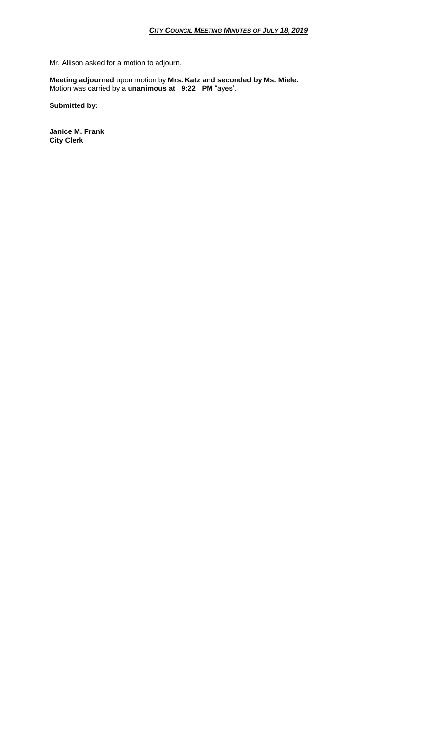Mr. Allison asked for a motion to adjourn.

**Meeting adjourned** upon motion by **Mrs. Katz and seconded by Ms. Miele.**
Motion was carried by a **unanimous at 9:22 PM** "ayes'.

**Submitted by:**

**Janice M. Frank**
**City Clerk**